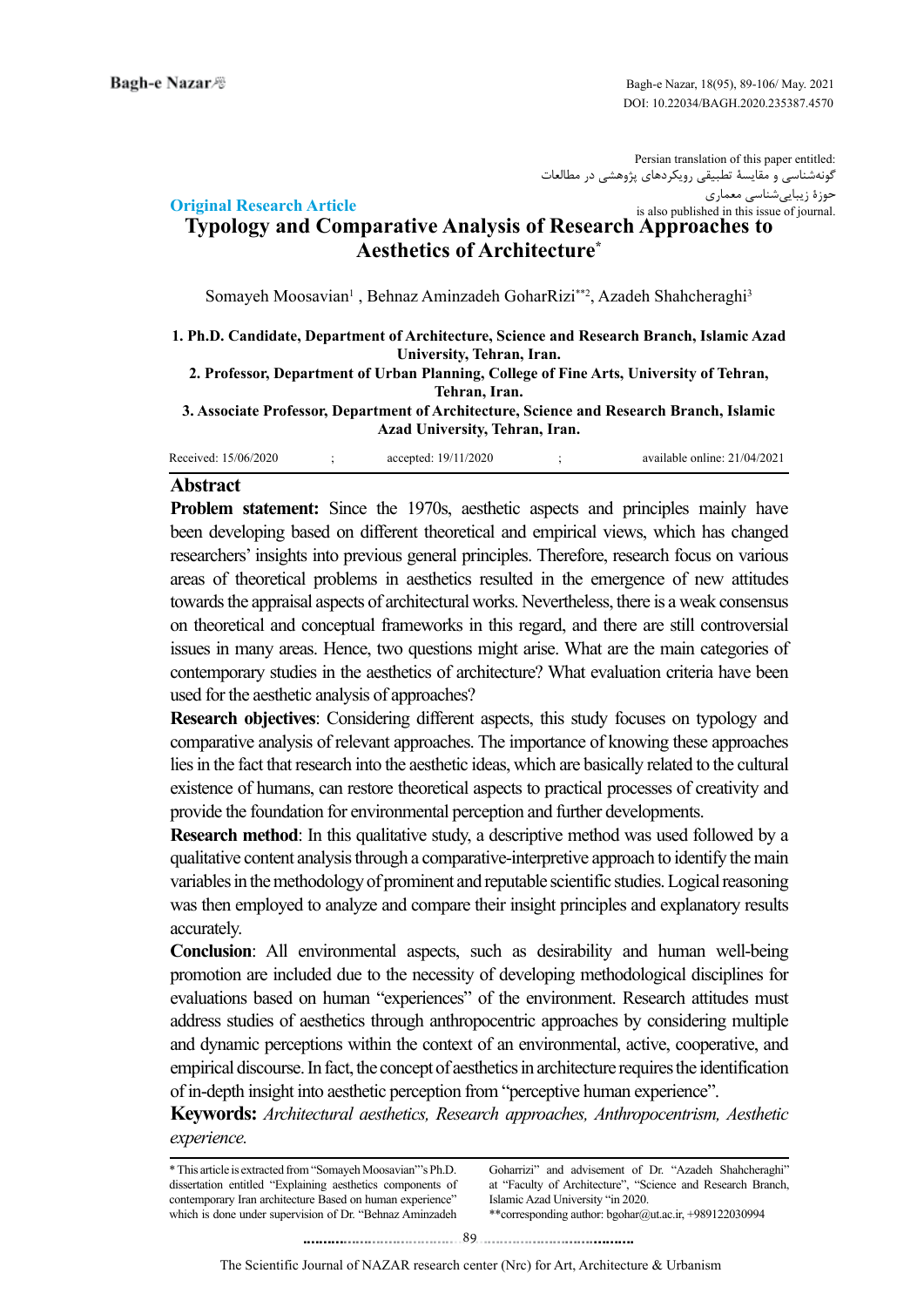Persian translation of this paper entitled:
گونه‌شناسی و مقایسۀ تطبیقی رویکردهای پژوهشی در مطالعات حوزۀ زیبایی‌شناسی معماری
is also published in this issue of journal.

**Original Research Article**

# Typology and Comparative Analysis of Research Approaches to Aesthetics of Architecture*

Somayeh Moosavian[1] , Behnaz Aminzadeh GoharRizi**[2], Azadeh Shahcheraghi[3]

**1. Ph.D. Candidate, Department of Architecture, Science and Research Branch, Islamic Azad University, Tehran, Iran.**

**2. Professor, Department of Urban Planning, College of Fine Arts, University of Tehran, Tehran, Iran.**

**3. Associate Professor, Department of Architecture, Science and Research Branch, Islamic Azad University, Tehran, Iran.**

Received: 15/06/2020 ; accepted: 19/11/2020 ; available online: 21/04/2021

## Abstract

**Problem statement:** Since the 1970s, aesthetic aspects and principles mainly have been developing based on different theoretical and empirical views, which has changed researchers' insights into previous general principles. Therefore, research focus on various areas of theoretical problems in aesthetics resulted in the emergence of new attitudes towards the appraisal aspects of architectural works. Nevertheless, there is a weak consensus on theoretical and conceptual frameworks in this regard, and there are still controversial issues in many areas. Hence, two questions might arise. What are the main categories of contemporary studies in the aesthetics of architecture? What evaluation criteria have been used for the aesthetic analysis of approaches?

**Research objectives**: Considering different aspects, this study focuses on typology and comparative analysis of relevant approaches. The importance of knowing these approaches lies in the fact that research into the aesthetic ideas, which are basically related to the cultural existence of humans, can restore theoretical aspects to practical processes of creativity and provide the foundation for environmental perception and further developments.

**Research method**: In this qualitative study, a descriptive method was used followed by a qualitative content analysis through a comparative-interpretive approach to identify the main variables in the methodology of prominent and reputable scientific studies. Logical reasoning was then employed to analyze and compare their insight principles and explanatory results accurately.

**Conclusion**: All environmental aspects, such as desirability and human well-being promotion are included due to the necessity of developing methodological disciplines for evaluations based on human "experiences" of the environment. Research attitudes must address studies of aesthetics through anthropocentric approaches by considering multiple and dynamic perceptions within the context of an environmental, active, cooperative, and empirical discourse. In fact, the concept of aesthetics in architecture requires the identification of in-depth insight into aesthetic perception from "perceptive human experience".

**Keywords:** *Architectural aesthetics, Research approaches, Anthropocentrism, Aesthetic experience.*

---

* This article is extracted from "Somayeh Moosavian"'s Ph.D. dissertation entitled "Explaining aesthetics components of contemporary Iran architecture Based on human experience" which is done under supervision of Dr. "Behnaz Aminzadeh Goharrizi" and advisement of Dr. "Azadeh Shahcheraghi" at "Faculty of Architecture", "Science and Research Branch, Islamic Azad University "in 2020.

**corresponding author: bgohar@ut.ac.ir, +989122030994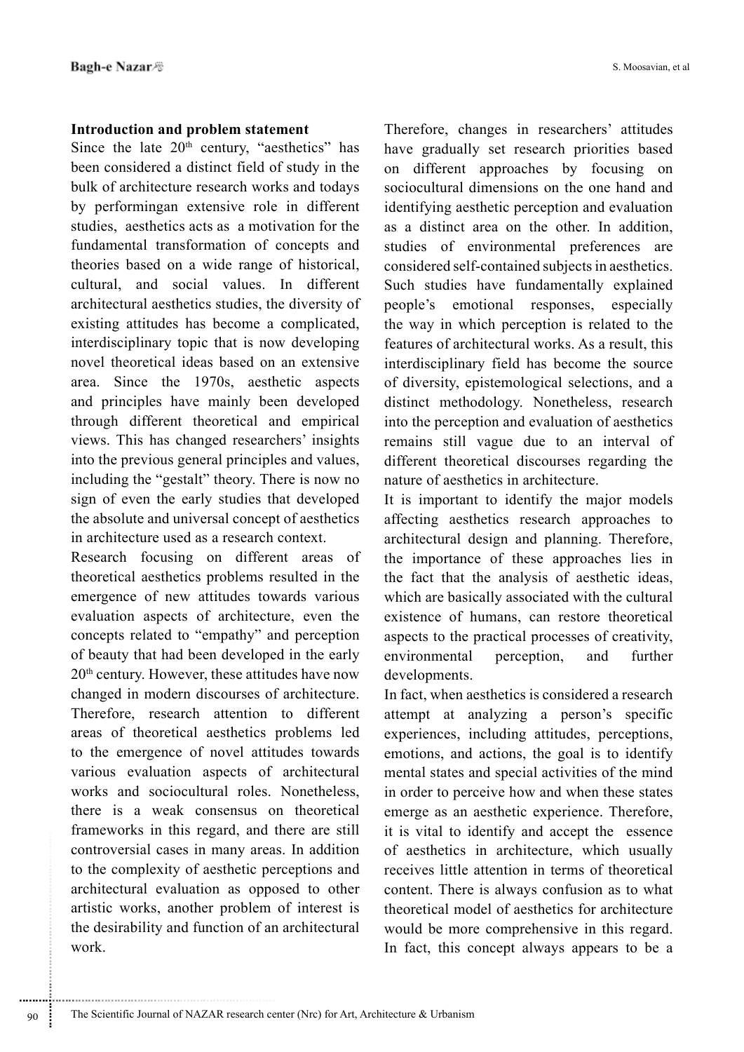### Introduction and problem statement

Since the late 20th century, "aesthetics" has been considered a distinct field of study in the bulk of architecture research works and todays by performingan extensive role in different studies, aesthetics acts as a motivation for the fundamental transformation of concepts and theories based on a wide range of historical, cultural, and social values. In different architectural aesthetics studies, the diversity of existing attitudes has become a complicated, interdisciplinary topic that is now developing novel theoretical ideas based on an extensive area. Since the 1970s, aesthetic aspects and principles have mainly been developed through different theoretical and empirical views. This has changed researchers' insights into the previous general principles and values, including the "gestalt" theory. There is now no sign of even the early studies that developed the absolute and universal concept of aesthetics in architecture used as a research context.

Research focusing on different areas of theoretical aesthetics problems resulted in the emergence of new attitudes towards various evaluation aspects of architecture, even the concepts related to "empathy" and perception of beauty that had been developed in the early 20th century. However, these attitudes have now changed in modern discourses of architecture. Therefore, research attention to different areas of theoretical aesthetics problems led to the emergence of novel attitudes towards various evaluation aspects of architectural works and sociocultural roles. Nonetheless, there is a weak consensus on theoretical frameworks in this regard, and there are still controversial cases in many areas. In addition to the complexity of aesthetic perceptions and architectural evaluation as opposed to other artistic works, another problem of interest is the desirability and function of an architectural work.

Therefore, changes in researchers' attitudes have gradually set research priorities based on different approaches by focusing on sociocultural dimensions on the one hand and identifying aesthetic perception and evaluation as a distinct area on the other. In addition, studies of environmental preferences are considered self-contained subjects in aesthetics. Such studies have fundamentally explained people's emotional responses, especially the way in which perception is related to the features of architectural works. As a result, this interdisciplinary field has become the source of diversity, epistemological selections, and a distinct methodology. Nonetheless, research into the perception and evaluation of aesthetics remains still vague due to an interval of different theoretical discourses regarding the nature of aesthetics in architecture.

It is important to identify the major models affecting aesthetics research approaches to architectural design and planning. Therefore, the importance of these approaches lies in the fact that the analysis of aesthetic ideas, which are basically associated with the cultural existence of humans, can restore theoretical aspects to the practical processes of creativity, environmental perception, and further developments.

In fact, when aesthetics is considered a research attempt at analyzing a person's specific experiences, including attitudes, perceptions, emotions, and actions, the goal is to identify mental states and special activities of the mind in order to perceive how and when these states emerge as an aesthetic experience. Therefore, it is vital to identify and accept the essence of aesthetics in architecture, which usually receives little attention in terms of theoretical content. There is always confusion as to what theoretical model of aesthetics for architecture would be more comprehensive in this regard. In fact, this concept always appears to be a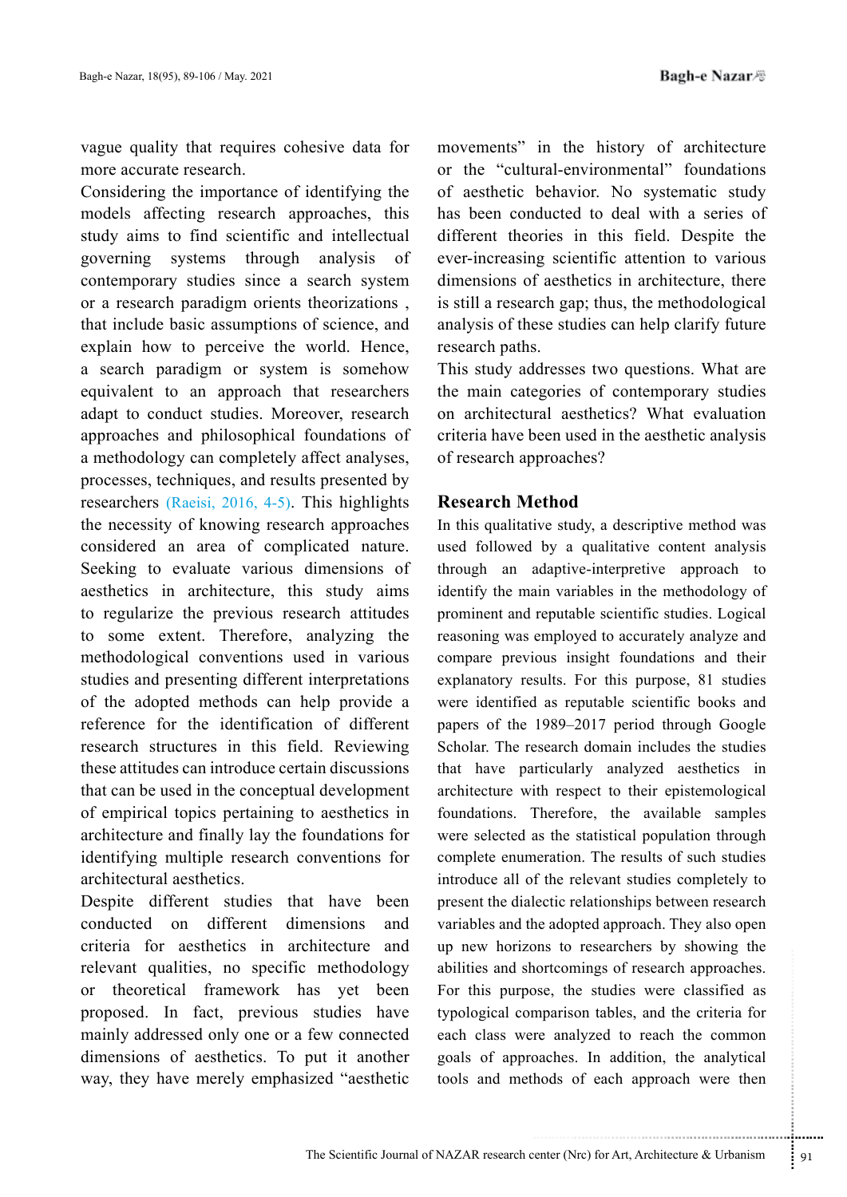vague quality that requires cohesive data for more accurate research.

Considering the importance of identifying the models affecting research approaches, this study aims to find scientific and intellectual governing systems through analysis of contemporary studies since a search system or a research paradigm orients theorizations , that include basic assumptions of science, and explain how to perceive the world. Hence, a search paradigm or system is somehow equivalent to an approach that researchers adapt to conduct studies. Moreover, research approaches and philosophical foundations of a methodology can completely affect analyses, processes, techniques, and results presented by researchers (Raeisi, 2016, 4-5). This highlights the necessity of knowing research approaches considered an area of complicated nature. Seeking to evaluate various dimensions of aesthetics in architecture, this study aims to regularize the previous research attitudes to some extent. Therefore, analyzing the methodological conventions used in various studies and presenting different interpretations of the adopted methods can help provide a reference for the identification of different research structures in this field. Reviewing these attitudes can introduce certain discussions that can be used in the conceptual development of empirical topics pertaining to aesthetics in architecture and finally lay the foundations for identifying multiple research conventions for architectural aesthetics.

Despite different studies that have been conducted on different dimensions and criteria for aesthetics in architecture and relevant qualities, no specific methodology or theoretical framework has yet been proposed. In fact, previous studies have mainly addressed only one or a few connected dimensions of aesthetics. To put it another way, they have merely emphasized "aesthetic movements" in the history of architecture or the "cultural-environmental" foundations of aesthetic behavior. No systematic study has been conducted to deal with a series of different theories in this field. Despite the ever-increasing scientific attention to various dimensions of aesthetics in architecture, there is still a research gap; thus, the methodological analysis of these studies can help clarify future research paths.

This study addresses two questions. What are the main categories of contemporary studies on architectural aesthetics? What evaluation criteria have been used in the aesthetic analysis of research approaches?

## Research Method

In this qualitative study, a descriptive method was used followed by a qualitative content analysis through an adaptive-interpretive approach to identify the main variables in the methodology of prominent and reputable scientific studies. Logical reasoning was employed to accurately analyze and compare previous insight foundations and their explanatory results. For this purpose, 81 studies were identified as reputable scientific books and papers of the 1989–2017 period through Google Scholar. The research domain includes the studies that have particularly analyzed aesthetics in architecture with respect to their epistemological foundations. Therefore, the available samples were selected as the statistical population through complete enumeration. The results of such studies introduce all of the relevant studies completely to present the dialectic relationships between research variables and the adopted approach. They also open up new horizons to researchers by showing the abilities and shortcomings of research approaches. For this purpose, the studies were classified as typological comparison tables, and the criteria for each class were analyzed to reach the common goals of approaches. In addition, the analytical tools and methods of each approach were then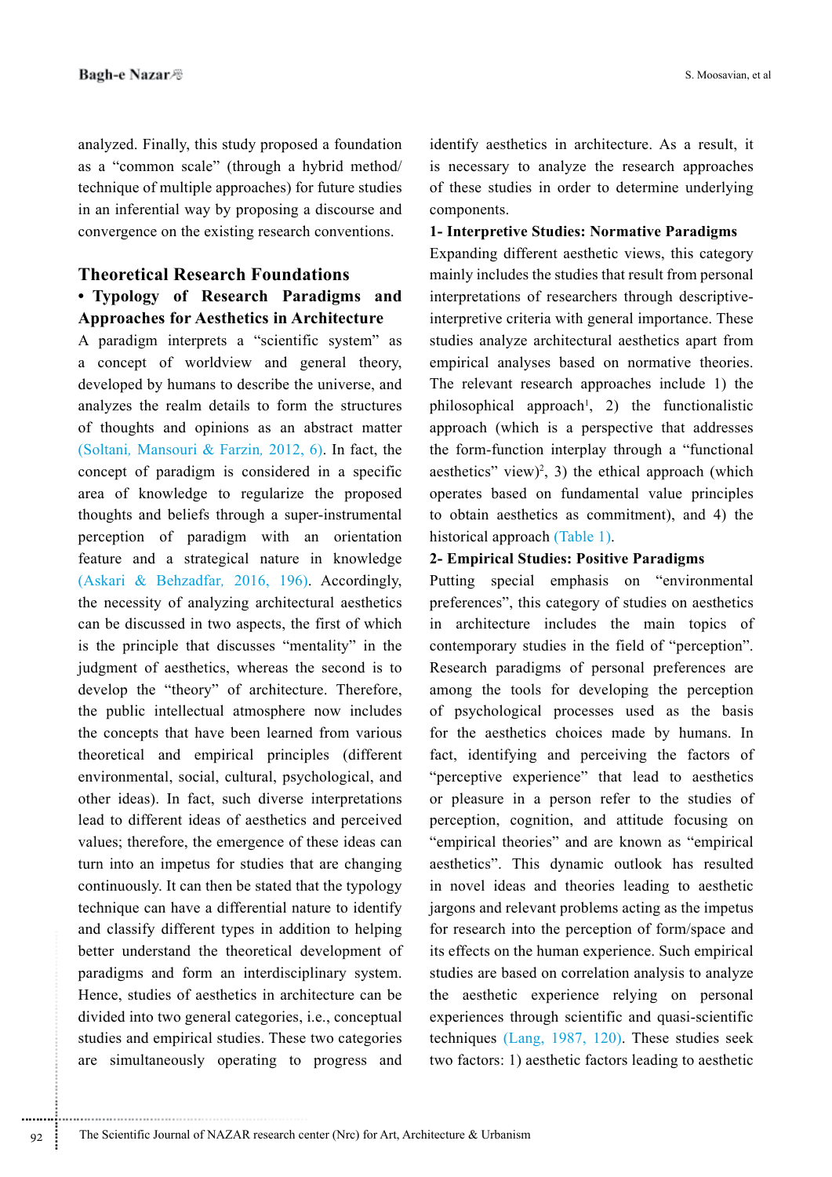analyzed. Finally, this study proposed a foundation as a "common scale" (through a hybrid method/ technique of multiple approaches) for future studies in an inferential way by proposing a discourse and convergence on the existing research conventions.

## Theoretical Research Foundations

### • Typology of Research Paradigms and Approaches for Aesthetics in Architecture

A paradigm interprets a "scientific system" as a concept of worldview and general theory, developed by humans to describe the universe, and analyzes the realm details to form the structures of thoughts and opinions as an abstract matter (Soltani, Mansouri & Farzin, 2012, 6). In fact, the concept of paradigm is considered in a specific area of knowledge to regularize the proposed thoughts and beliefs through a super-instrumental perception of paradigm with an orientation feature and a strategical nature in knowledge (Askari & Behzadfar, 2016, 196). Accordingly, the necessity of analyzing architectural aesthetics can be discussed in two aspects, the first of which is the principle that discusses "mentality" in the judgment of aesthetics, whereas the second is to develop the "theory" of architecture. Therefore, the public intellectual atmosphere now includes the concepts that have been learned from various theoretical and empirical principles (different environmental, social, cultural, psychological, and other ideas). In fact, such diverse interpretations lead to different ideas of aesthetics and perceived values; therefore, the emergence of these ideas can turn into an impetus for studies that are changing continuously. It can then be stated that the typology technique can have a differential nature to identify and classify different types in addition to helping better understand the theoretical development of paradigms and form an interdisciplinary system. Hence, studies of aesthetics in architecture can be divided into two general categories, i.e., conceptual studies and empirical studies. These two categories are simultaneously operating to progress and identify aesthetics in architecture. As a result, it is necessary to analyze the research approaches of these studies in order to determine underlying components.

**1- Interpretive Studies: Normative Paradigms**

Expanding different aesthetic views, this category mainly includes the studies that result from personal interpretations of researchers through descriptive-interpretive criteria with general importance. These studies analyze architectural aesthetics apart from empirical analyses based on normative theories. The relevant research approaches include 1) the philosophical approach[1], 2) the functionalistic approach (which is a perspective that addresses the form-function interplay through a "functional aesthetics" view)[2], 3) the ethical approach (which operates based on fundamental value principles to obtain aesthetics as commitment), and 4) the historical approach (Table 1).

**2- Empirical Studies: Positive Paradigms**

Putting special emphasis on "environmental preferences", this category of studies on aesthetics in architecture includes the main topics of contemporary studies in the field of "perception". Research paradigms of personal preferences are among the tools for developing the perception of psychological processes used as the basis for the aesthetics choices made by humans. In fact, identifying and perceiving the factors of "perceptive experience" that lead to aesthetics or pleasure in a person refer to the studies of perception, cognition, and attitude focusing on "empirical theories" and are known as "empirical aesthetics". This dynamic outlook has resulted in novel ideas and theories leading to aesthetic jargons and relevant problems acting as the impetus for research into the perception of form/space and its effects on the human experience. Such empirical studies are based on correlation analysis to analyze the aesthetic experience relying on personal experiences through scientific and quasi-scientific techniques (Lang, 1987, 120). These studies seek two factors: 1) aesthetic factors leading to aesthetic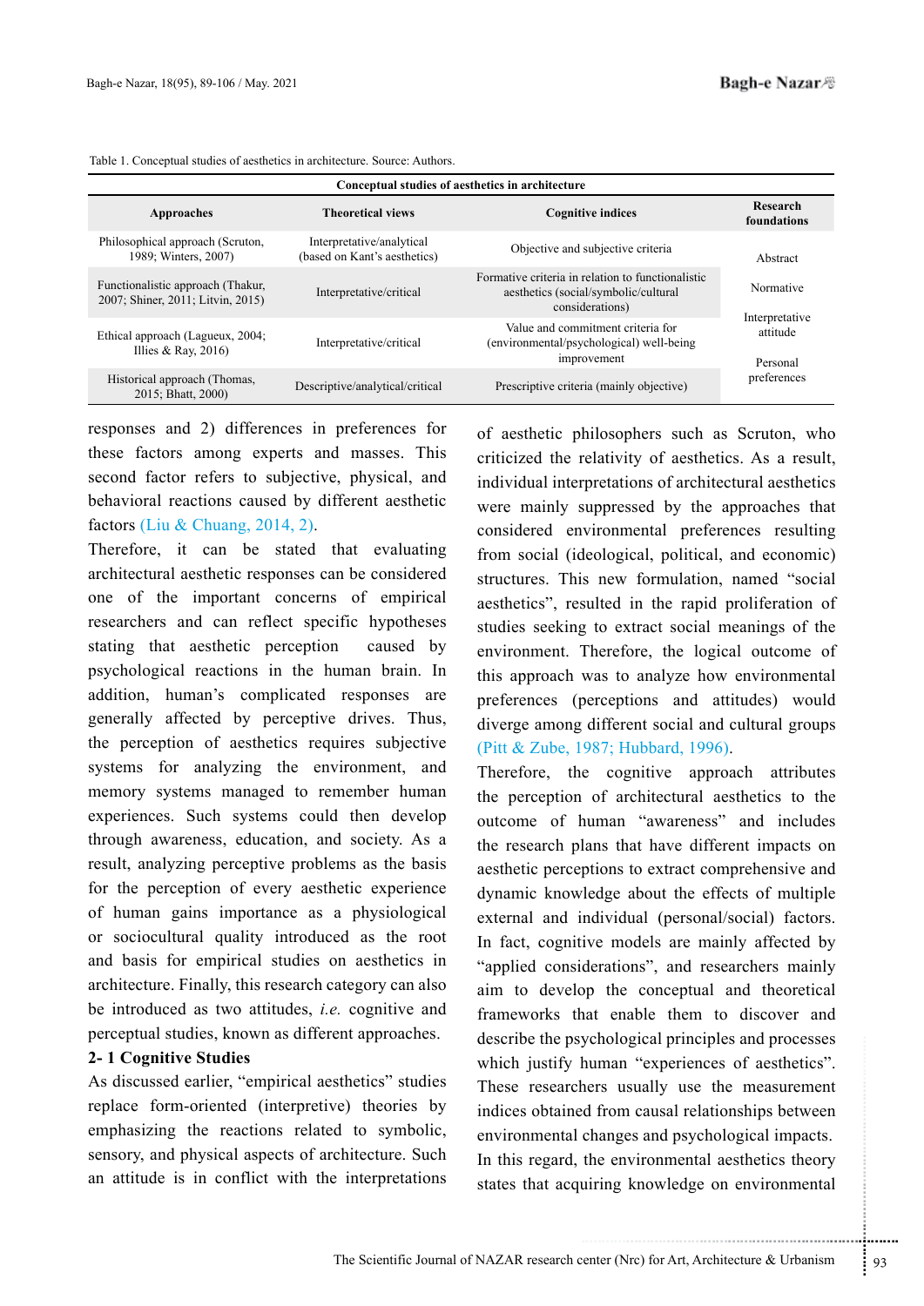Table 1. Conceptual studies of aesthetics in architecture. Source: Authors.

| Conceptual studies of aesthetics in architecture | | | |
|---|---|---|---|
| **Approaches** | **Theoretical views** | **Cognitive indices** | **Research foundations** |
| Philosophical approach (Scruton, 1989; Winters, 2007) | Interpretative/analytical (based on Kant's aesthetics) | Objective and subjective criteria | Abstract<br>Normative<br>Interpretative attitude<br>Personal preferences |
| Functionalistic approach (Thakur, 2007; Shiner, 2011; Litvin, 2015) | Interpretative/critical | Formative criteria in relation to functionalistic aesthetics (social/symbolic/cultural considerations) | |
| Ethical approach (Lagueux, 2004; Illies & Ray, 2016) | Interpretative/critical | Value and commitment criteria for (environmental/psychological) well-being improvement | |
| Historical approach (Thomas, 2015; Bhatt, 2000) | Descriptive/analytical/critical | Prescriptive criteria (mainly objective) | |

responses and 2) differences in preferences for these factors among experts and masses. This second factor refers to subjective, physical, and behavioral reactions caused by different aesthetic factors (Liu & Chuang, 2014, 2).

Therefore, it can be stated that evaluating architectural aesthetic responses can be considered one of the important concerns of empirical researchers and can reflect specific hypotheses stating that aesthetic perception caused by psychological reactions in the human brain. In addition, human's complicated responses are generally affected by perceptive drives. Thus, the perception of aesthetics requires subjective systems for analyzing the environment, and memory systems managed to remember human experiences. Such systems could then develop through awareness, education, and society. As a result, analyzing perceptive problems as the basis for the perception of every aesthetic experience of human gains importance as a physiological or sociocultural quality introduced as the root and basis for empirical studies on aesthetics in architecture. Finally, this research category can also be introduced as two attitudes, *i.e.* cognitive and perceptual studies, known as different approaches.

## 2- 1 Cognitive Studies

As discussed earlier, "empirical aesthetics" studies replace form-oriented (interpretive) theories by emphasizing the reactions related to symbolic, sensory, and physical aspects of architecture. Such an attitude is in conflict with the interpretations of aesthetic philosophers such as Scruton, who criticized the relativity of aesthetics. As a result, individual interpretations of architectural aesthetics were mainly suppressed by the approaches that considered environmental preferences resulting from social (ideological, political, and economic) structures. This new formulation, named "social aesthetics", resulted in the rapid proliferation of studies seeking to extract social meanings of the environment. Therefore, the logical outcome of this approach was to analyze how environmental preferences (perceptions and attitudes) would diverge among different social and cultural groups (Pitt & Zube, 1987; Hubbard, 1996).

Therefore, the cognitive approach attributes the perception of architectural aesthetics to the outcome of human "awareness" and includes the research plans that have different impacts on aesthetic perceptions to extract comprehensive and dynamic knowledge about the effects of multiple external and individual (personal/social) factors. In fact, cognitive models are mainly affected by "applied considerations", and researchers mainly aim to develop the conceptual and theoretical frameworks that enable them to discover and describe the psychological principles and processes which justify human "experiences of aesthetics". These researchers usually use the measurement indices obtained from causal relationships between environmental changes and psychological impacts. In this regard, the environmental aesthetics theory states that acquiring knowledge on environmental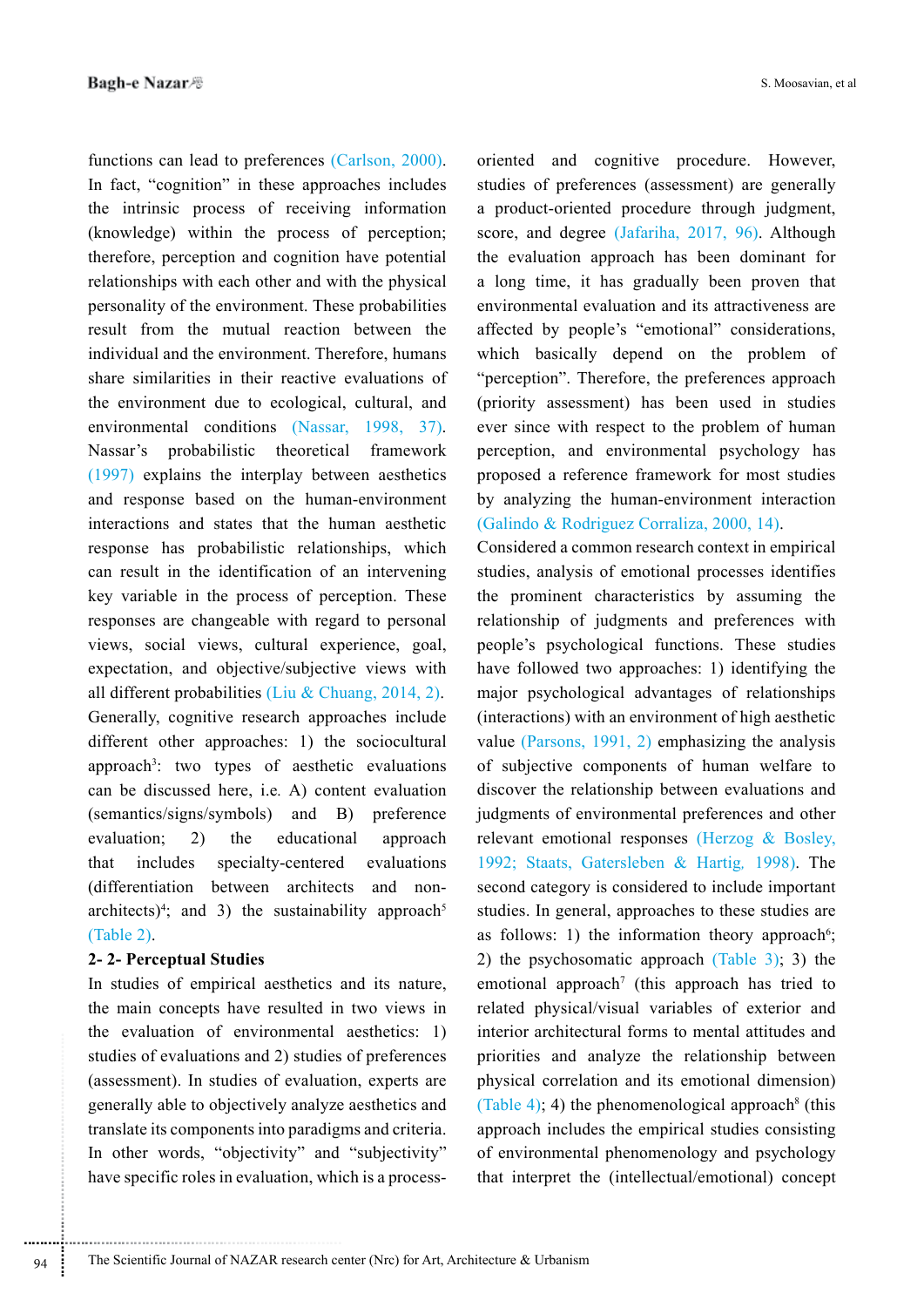functions can lead to preferences (Carlson, 2000). In fact, "cognition" in these approaches includes the intrinsic process of receiving information (knowledge) within the process of perception; therefore, perception and cognition have potential relationships with each other and with the physical personality of the environment. These probabilities result from the mutual reaction between the individual and the environment. Therefore, humans share similarities in their reactive evaluations of the environment due to ecological, cultural, and environmental conditions (Nassar, 1998, 37). Nassar's probabilistic theoretical framework (1997) explains the interplay between aesthetics and response based on the human-environment interactions and states that the human aesthetic response has probabilistic relationships, which can result in the identification of an intervening key variable in the process of perception. These responses are changeable with regard to personal views, social views, cultural experience, goal, expectation, and objective/subjective views with all different probabilities (Liu & Chuang, 2014, 2). Generally, cognitive research approaches include different other approaches: 1) the sociocultural approach[3]: two types of aesthetic evaluations can be discussed here, i.e. A) content evaluation (semantics/signs/symbols) and B) preference evaluation; 2) the educational approach that includes specialty-centered evaluations (differentiation between architects and non-architects)[4]; and 3) the sustainability approach[5] (Table 2).

## 2- 2- Perceptual Studies

In studies of empirical aesthetics and its nature, the main concepts have resulted in two views in the evaluation of environmental aesthetics: 1) studies of evaluations and 2) studies of preferences (assessment). In studies of evaluation, experts are generally able to objectively analyze aesthetics and translate its components into paradigms and criteria. In other words, "objectivity" and "subjectivity" have specific roles in evaluation, which is a process-oriented and cognitive procedure. However, studies of preferences (assessment) are generally a product-oriented procedure through judgment, score, and degree (Jafariha, 2017, 96). Although the evaluation approach has been dominant for a long time, it has gradually been proven that environmental evaluation and its attractiveness are affected by people's "emotional" considerations, which basically depend on the problem of "perception". Therefore, the preferences approach (priority assessment) has been used in studies ever since with respect to the problem of human perception, and environmental psychology has proposed a reference framework for most studies by analyzing the human-environment interaction (Galindo & Rodriguez Corraliza, 2000, 14).

Considered a common research context in empirical studies, analysis of emotional processes identifies the prominent characteristics by assuming the relationship of judgments and preferences with people's psychological functions. These studies have followed two approaches: 1) identifying the major psychological advantages of relationships (interactions) with an environment of high aesthetic value (Parsons, 1991, 2) emphasizing the analysis of subjective components of human welfare to discover the relationship between evaluations and judgments of environmental preferences and other relevant emotional responses (Herzog & Bosley, 1992; Staats, Gatersleben & Hartig, 1998). The second category is considered to include important studies. In general, approaches to these studies are as follows: 1) the information theory approach[6]; 2) the psychosomatic approach (Table 3); 3) the emotional approach[7] (this approach has tried to related physical/visual variables of exterior and interior architectural forms to mental attitudes and priorities and analyze the relationship between physical correlation and its emotional dimension) (Table 4); 4) the phenomenological approach[8] (this approach includes the empirical studies consisting of environmental phenomenology and psychology that interpret the (intellectual/emotional) concept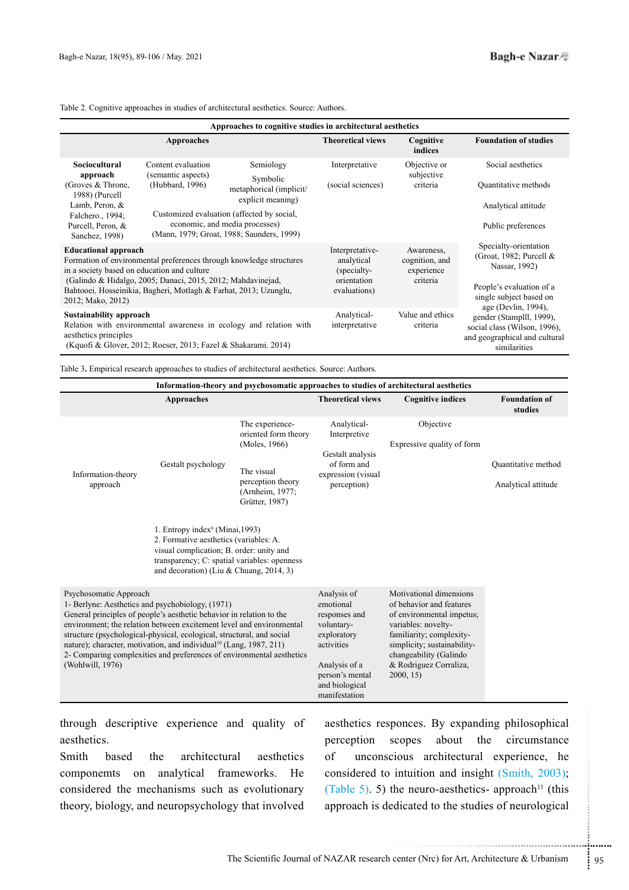Table 2. Cognitive approaches in studies of architectural aesthetics. Source: Authors.

| Approaches to cognitive studies in architectural aesthetics | | | | | |
|---|---|---|---|---|---|
| **Approaches** | | | **Theoretical views** | **Cognitive indices** | **Foundation of studies** |
| **Sociocultural approach** (Groves & Throne, 1988) (Purcell Lamb, Peron, & Falchero., 1994; Purcell, Peron, & Sanchez, 1998) | Content evaluation (semantic aspects) (Hubbard, 1996) | Semiology<br>Symbolic metaphorical (implicit/ explicit meaning) | Interpretative<br>(social sciences) | Objective or subjective criteria | Social aesthetics<br>Quantitative methods<br>Analytical attitude<br>Public preferences |
| | Customized evaluation (affected by social, economic, and media processes) (Mann, 1979; Groat, 1988; Saunders, 1999) | | | | |
| **Educational approach**<br>Formation of environmental preferences through knowledge structures in a society based on education and culture<br>(Galindo & Hidalgo, 2005; Danaci, 2015, 2012; Mahdavinejad, Bahtooei, Hosseinikia, Bagheri, Motlagh & Farhat, 2013; Uzunglu, 2012; Mako, 2012) | | | Interpretative-analytical (specialty-orientation evaluations) | Awareness, cognition, and experience criteria | Specialty-orientation (Groat, 1982; Purcell & Nassar, 1992)<br>People's evaluation of a single subject based on age (Devlin, 1994), gender (Stamplll, 1999), social class (Wilson, 1996), and geographical and cultural similarities |
| **Sustainability approach**<br>Relation with environmental awareness in ecology and relation with aesthetics principles<br>(Kquofi & Glover, 2012; Roeser, 2013; Fazel & Shakarami, 2014) | | | Analytical-interpretative | Value and ethics criteria | |

Table 3. Empirical research approaches to studies of architectural aesthetics. Source: Authors.

| Information-theory and psychosomatic approaches to studies of architectural aesthetics | | | | | |
|---|---|---|---|---|---|
| **Approaches** | | | **Theoretical views** | **Cognitive indices** | **Foundation of studies** |
| Information-theory approach | Gestalt psychology | The experience-oriented form theory (Moles, 1966)<br>The visual perception theory (Arnheim, 1977; Grütter, 1987) | Analytical-Interpretative<br>Gestalt analysis of form and expression (visual perception) | Objective<br>Expressive quality of form | Quantitative method<br>Analytical attitude |
| | 1. Entropy index[9] (Minai,1993)<br>2. Formative aesthetics (variables: A. visual complication; B. order: unity and transparency; C: spatial variables: openness and decoration) (Liu & Chuang, 2014, 3) | | | | |
| Psychosomatic Approach<br>1- Berlyne: Aesthetics and psychobiology, (1971)<br>General principles of people's aesthetic behavior in relation to the environment; the relation between excitement level and environmental structure (psychological-physical, ecological, structural, and social nature); character, motivation, and individual[10] (Lang, 1987, 211)<br>2- Comparing complexities and preferences of environmental aesthetics (Wohlwill, 1976) | | | Analysis of emotional responses and voluntary-exploratory activities<br>Analysis of a person's mental and biological manifestation | Motivational dimensions of behavior and features of environmental impetus; variables: novelty-familiarity; complexity-simplicity; sustainability-changeability (Galindo & Rodriguez Corraliza, 2000, 15) | |

through descriptive experience and quality of aesthetics.

Smith based the architectural aesthetics compoments on analytical frameworks. He considered the mechanisms such as evolutionary theory, biology, and neuropsychology that involved aesthetics responces. By expanding philosophical perception scopes about the circumstance of unconscious architectural experience, he considered to intuition and insight (Smith, 2003); (Table 5). 5) the neuro-aesthetics- approach[11] (this approach is dedicated to the studies of neurological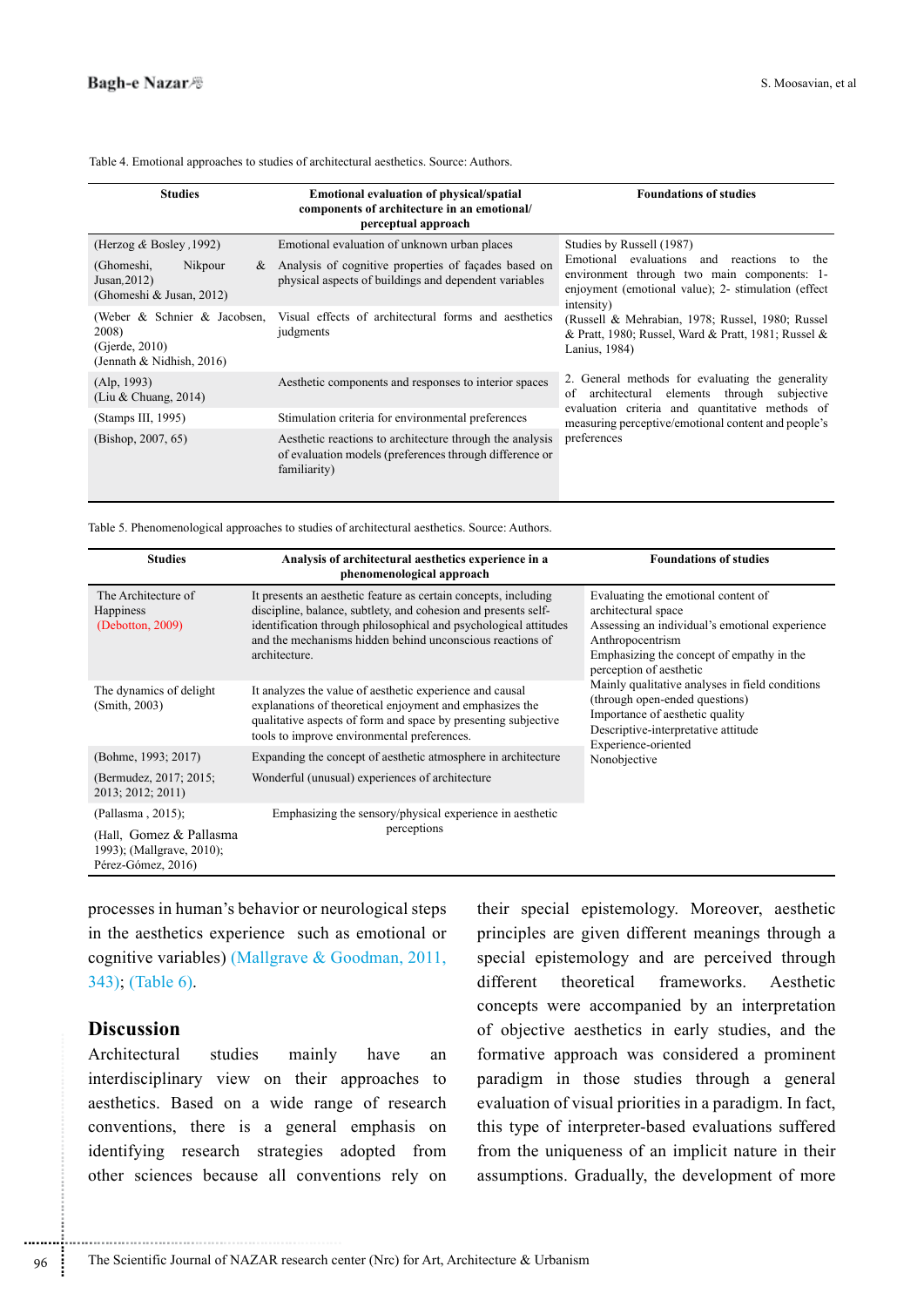Table 4. Emotional approaches to studies of architectural aesthetics. Source: Authors.

| Studies | Emotional evaluation of physical/spatial components of architecture in an emotional/perceptual approach | Foundations of studies |
|---|---|---|
| (Herzog & Bosley ,1992) | Emotional evaluation of unknown urban places | Studies by Russell (1987) Emotional evaluations and reactions to the environment through two main components: 1- enjoyment (emotional value); 2- stimulation (effect intensity) (Russell & Mehrabian, 1978; Russel, 1980; Russel & Pratt, 1980; Russel, Ward & Pratt, 1981; Russel & Lanius, 1984) |
| (Ghomeshi, Nikpour & Jusan,2012) (Ghomeshi & Jusan, 2012) | Analysis of cognitive properties of façades based on physical aspects of buildings and dependent variables | |
| (Weber & Schnier & Jacobsen, 2008) (Gjerde, 2010) (Jennath & Nidhish, 2016) | Visual effects of architectural forms and aesthetics judgments | |
| (Alp, 1993) (Liu & Chuang, 2014) | Aesthetic components and responses to interior spaces | 2. General methods for evaluating the generality of architectural elements through subjective evaluation criteria and quantitative methods of measuring perceptive/emotional content and people's preferences |
| (Stamps III, 1995) | Stimulation criteria for environmental preferences | |
| (Bishop, 2007, 65) | Aesthetic reactions to architecture through the analysis of evaluation models (preferences through difference or familiarity) | |

Table 5. Phenomenological approaches to studies of architectural aesthetics. Source: Authors.

| Studies | Analysis of architectural aesthetics experience in a phenomenological approach | Foundations of studies |
|---|---|---|
| The Architecture of Happiness (Debotton, 2009) | It presents an aesthetic feature as certain concepts, including discipline, balance, subtlety, and cohesion and presents self-identification through philosophical and psychological attitudes and the mechanisms hidden behind unconscious reactions of architecture. | Evaluating the emotional content of architectural space Assessing an individual's emotional experience Anthropocentrism Emphasizing the concept of empathy in the perception of aesthetic Mainly qualitative analyses in field conditions (through open-ended questions) Importance of aesthetic quality Descriptive-interpretative attitude Experience-oriented Nonobjective |
| The dynamics of delight (Smith, 2003) | It analyzes the value of aesthetic experience and causal explanations of theoretical enjoyment and emphasizes the qualitative aspects of form and space by presenting subjective tools to improve environmental preferences. | |
| (Bohme, 1993; 2017) | Expanding the concept of aesthetic atmosphere in architecture | |
| (Bermudez, 2017; 2015; 2013; 2012; 2011) | Wonderful (unusual) experiences of architecture | |
| (Pallasma , 2015); (Hall, Gomez & Pallasma 1993); (Mallgrave, 2010); Pérez-Gómez, 2016) | Emphasizing the sensory/physical experience in aesthetic perceptions | |

processes in human's behavior or neurological steps in the aesthetics experience such as emotional or cognitive variables) (Mallgrave & Goodman, 2011, 343); (Table 6).

## Discussion

Architectural studies mainly have an interdisciplinary view on their approaches to aesthetics. Based on a wide range of research conventions, there is a general emphasis on identifying research strategies adopted from other sciences because all conventions rely on their special epistemology. Moreover, aesthetic principles are given different meanings through a special epistemology and are perceived through different theoretical frameworks. Aesthetic concepts were accompanied by an interpretation of objective aesthetics in early studies, and the formative approach was considered a prominent paradigm in those studies through a general evaluation of visual priorities in a paradigm. In fact, this type of interpreter-based evaluations suffered from the uniqueness of an implicit nature in their assumptions. Gradually, the development of more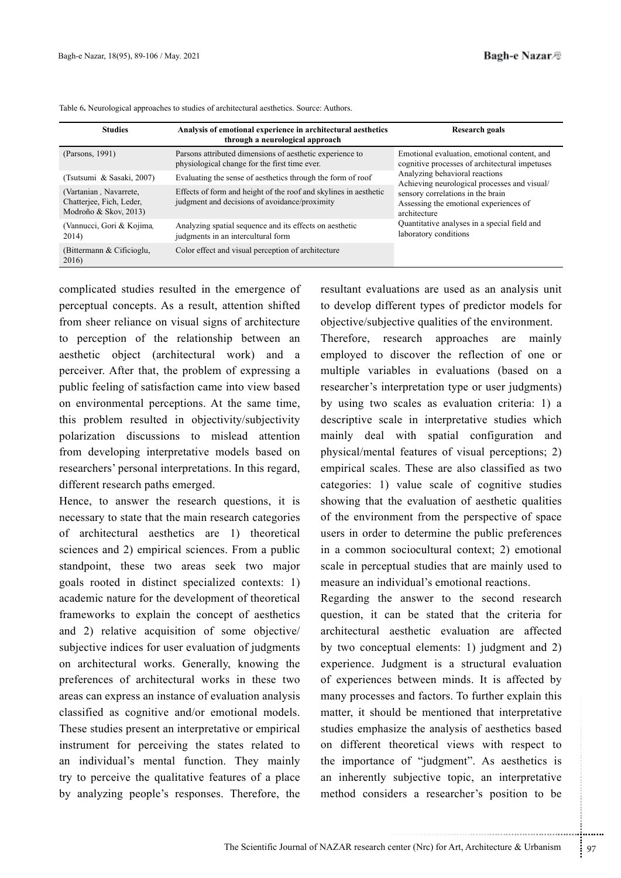Table 6. Neurological approaches to studies of architectural aesthetics. Source: Authors.

| Studies | Analysis of emotional experience in architectural aesthetics through a neurological approach | Research goals |
|---|---|---|
| (Parsons, 1991) | Parsons attributed dimensions of aesthetic experience to physiological change for the first time ever. | Emotional evaluation, emotional content, and cognitive processes of architectural impetuses<br>Analyzing behavioral reactions<br>Achieving neurological processes and visual/sensory correlations in the brain<br>Assessing the emotional experiences of architecture<br>Quantitative analyses in a special field and laboratory conditions |
| (Tsutsumi & Sasaki, 2007) | Evaluating the sense of aesthetics through the form of roof | |
| (Vartanian , Navarrete, Chatterjee, Fich, Leder, Modroño & Skov, 2013) | Effects of form and height of the roof and skylines in aesthetic judgment and decisions of avoidance/proximity | |
| (Vannucci, Gori & Kojima, 2014) | Analyzing spatial sequence and its effects on aesthetic judgments in an intercultural form | |
| (Bittermann & Cificioglu, 2016) | Color effect and visual perception of architecture | |

complicated studies resulted in the emergence of perceptual concepts. As a result, attention shifted from sheer reliance on visual signs of architecture to perception of the relationship between an aesthetic object (architectural work) and a perceiver. After that, the problem of expressing a public feeling of satisfaction came into view based on environmental perceptions. At the same time, this problem resulted in objectivity/subjectivity polarization discussions to mislead attention from developing interpretative models based on researchers' personal interpretations. In this regard, different research paths emerged.

Hence, to answer the research questions, it is necessary to state that the main research categories of architectural aesthetics are 1) theoretical sciences and 2) empirical sciences. From a public standpoint, these two areas seek two major goals rooted in distinct specialized contexts: 1) academic nature for the development of theoretical frameworks to explain the concept of aesthetics and 2) relative acquisition of some objective/subjective indices for user evaluation of judgments on architectural works. Generally, knowing the preferences of architectural works in these two areas can express an instance of evaluation analysis classified as cognitive and/or emotional models. These studies present an interpretative or empirical instrument for perceiving the states related to an individual's mental function. They mainly try to perceive the qualitative features of a place by analyzing people's responses. Therefore, the resultant evaluations are used as an analysis unit to develop different types of predictor models for objective/subjective qualities of the environment.

Therefore, research approaches are mainly employed to discover the reflection of one or multiple variables in evaluations (based on a researcher's interpretation type or user judgments) by using two scales as evaluation criteria: 1) a descriptive scale in interpretative studies which mainly deal with spatial configuration and physical/mental features of visual perceptions; 2) empirical scales. These are also classified as two categories: 1) value scale of cognitive studies showing that the evaluation of aesthetic qualities of the environment from the perspective of space users in order to determine the public preferences in a common sociocultural context; 2) emotional scale in perceptual studies that are mainly used to measure an individual's emotional reactions.

Regarding the answer to the second research question, it can be stated that the criteria for architectural aesthetic evaluation are affected by two conceptual elements: 1) judgment and 2) experience. Judgment is a structural evaluation of experiences between minds. It is affected by many processes and factors. To further explain this matter, it should be mentioned that interpretative studies emphasize the analysis of aesthetics based on different theoretical views with respect to the importance of "judgment". As aesthetics is an inherently subjective topic, an interpretative method considers a researcher's position to be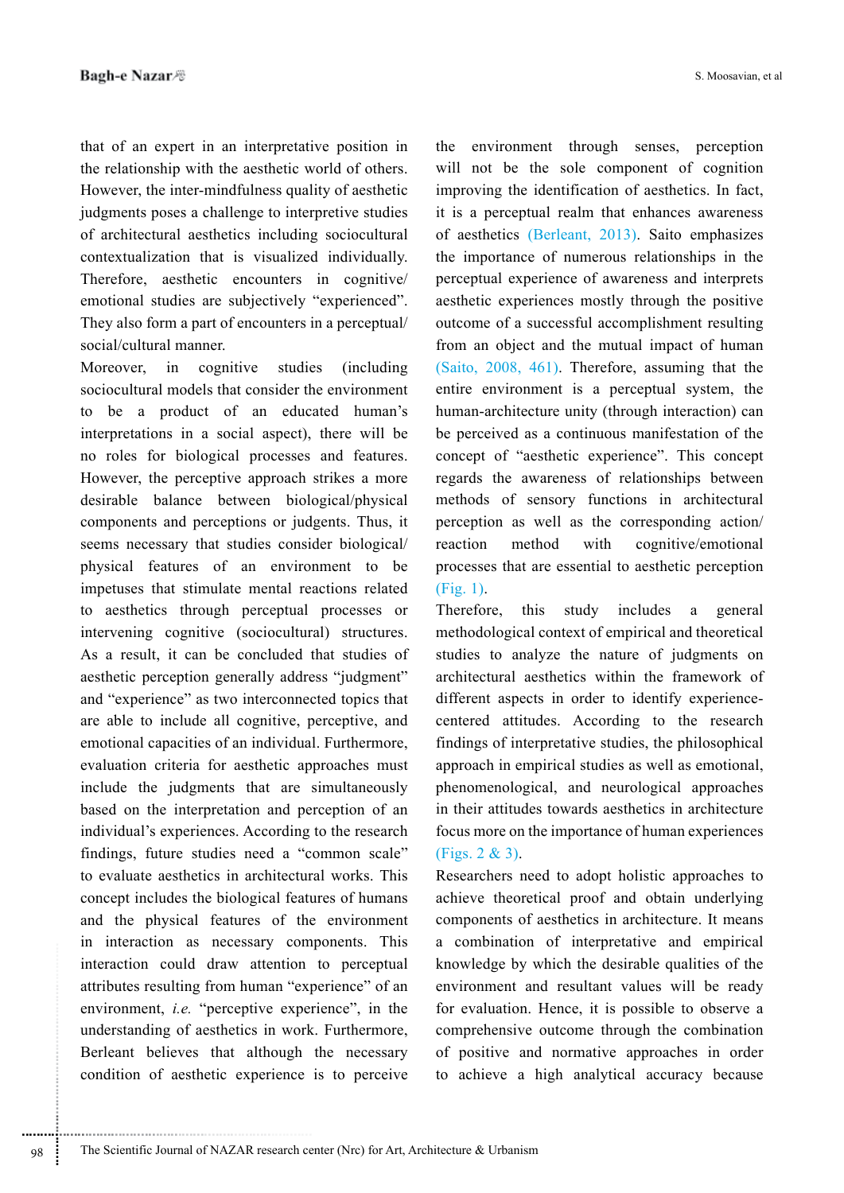that of an expert in an interpretative position in the relationship with the aesthetic world of others. However, the inter-mindfulness quality of aesthetic judgments poses a challenge to interpretive studies of architectural aesthetics including sociocultural contextualization that is visualized individually. Therefore, aesthetic encounters in cognitive/emotional studies are subjectively "experienced". They also form a part of encounters in a perceptual/social/cultural manner.

Moreover, in cognitive studies (including sociocultural models that consider the environment to be a product of an educated human's interpretations in a social aspect), there will be no roles for biological processes and features. However, the perceptive approach strikes a more desirable balance between biological/physical components and perceptions or judgents. Thus, it seems necessary that studies consider biological/physical features of an environment to be impetuses that stimulate mental reactions related to aesthetics through perceptual processes or intervening cognitive (sociocultural) structures. As a result, it can be concluded that studies of aesthetic perception generally address "judgment" and "experience" as two interconnected topics that are able to include all cognitive, perceptive, and emotional capacities of an individual. Furthermore, evaluation criteria for aesthetic approaches must include the judgments that are simultaneously based on the interpretation and perception of an individual's experiences. According to the research findings, future studies need a "common scale" to evaluate aesthetics in architectural works. This concept includes the biological features of humans and the physical features of the environment in interaction as necessary components. This interaction could draw attention to perceptual attributes resulting from human "experience" of an environment, *i.e.* "perceptive experience", in the understanding of aesthetics in work. Furthermore, Berleant believes that although the necessary condition of aesthetic experience is to perceive the environment through senses, perception will not be the sole component of cognition improving the identification of aesthetics. In fact, it is a perceptual realm that enhances awareness of aesthetics (Berleant, 2013). Saito emphasizes the importance of numerous relationships in the perceptual experience of awareness and interprets aesthetic experiences mostly through the positive outcome of a successful accomplishment resulting from an object and the mutual impact of human (Saito, 2008, 461). Therefore, assuming that the entire environment is a perceptual system, the human-architecture unity (through interaction) can be perceived as a continuous manifestation of the concept of "aesthetic experience". This concept regards the awareness of relationships between methods of sensory functions in architectural perception as well as the corresponding action/reaction method with cognitive/emotional processes that are essential to aesthetic perception (Fig. 1).

Therefore, this study includes a general methodological context of empirical and theoretical studies to analyze the nature of judgments on architectural aesthetics within the framework of different aspects in order to identify experience-centered attitudes. According to the research findings of interpretative studies, the philosophical approach in empirical studies as well as emotional, phenomenological, and neurological approaches in their attitudes towards aesthetics in architecture focus more on the importance of human experiences (Figs. 2 & 3).

Researchers need to adopt holistic approaches to achieve theoretical proof and obtain underlying components of aesthetics in architecture. It means a combination of interpretative and empirical knowledge by which the desirable qualities of the environment and resultant values will be ready for evaluation. Hence, it is possible to observe a comprehensive outcome through the combination of positive and normative approaches in order to achieve a high analytical accuracy because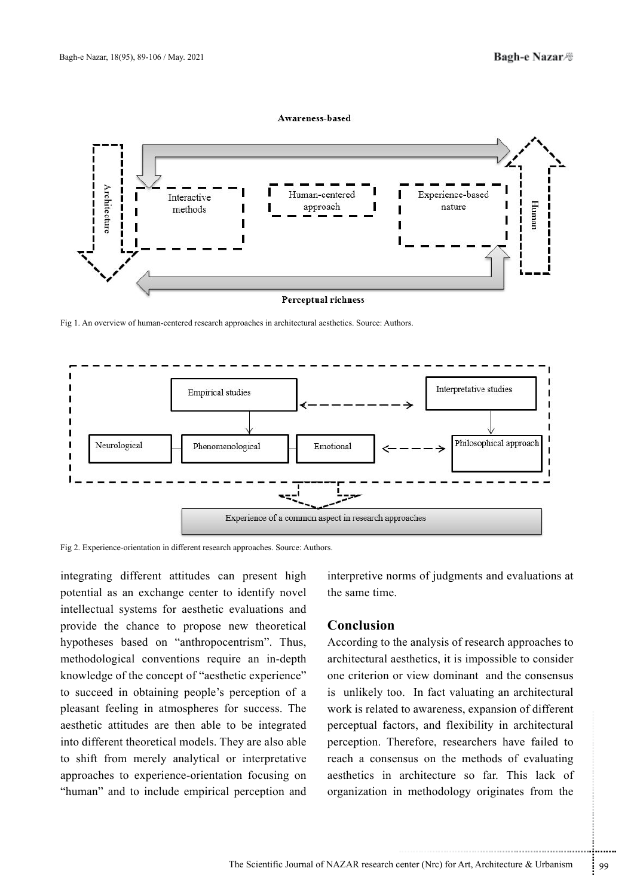Fig 1. An overview of human-centered research approaches in architectural aesthetics. Source: Authors.

Fig 2. Experience-orientation in different research approaches. Source: Authors.

integrating different attitudes can present high potential as an exchange center to identify novel intellectual systems for aesthetic evaluations and provide the chance to propose new theoretical hypotheses based on "anthropocentrism". Thus, methodological conventions require an in-depth knowledge of the concept of "aesthetic experience" to succeed in obtaining people's perception of a pleasant feeling in atmospheres for success. The aesthetic attitudes are then able to be integrated into different theoretical models. They are also able to shift from merely analytical or interpretative approaches to experience-orientation focusing on "human" and to include empirical perception and interpretive norms of judgments and evaluations at the same time.

## Conclusion

According to the analysis of research approaches to architectural aesthetics, it is impossible to consider one criterion or view dominant and the consensus is unlikely too. In fact valuating an architectural work is related to awareness, expansion of different perceptual factors, and flexibility in architectural perception. Therefore, researchers have failed to reach a consensus on the methods of evaluating aesthetics in architecture so far. This lack of organization in methodology originates from the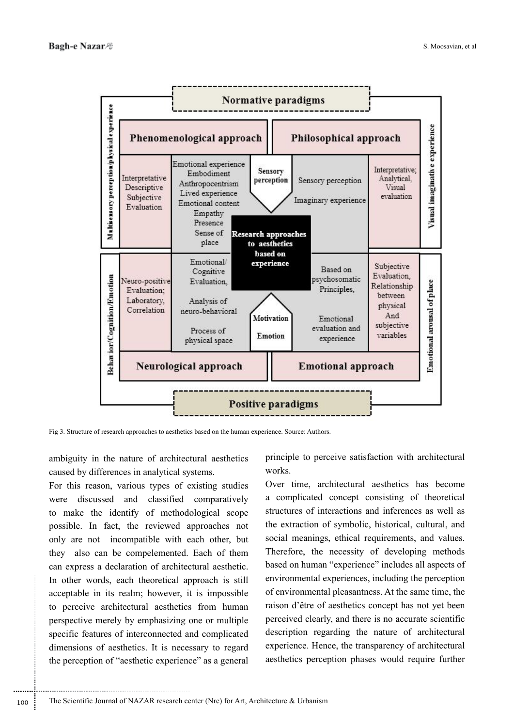Fig 3. Structure of research approaches to aesthetics based on the human experience. Source: Authors.

ambiguity in the nature of architectural aesthetics caused by differences in analytical systems.

For this reason, various types of existing studies were discussed and classified comparatively to make the identify of methodological scope possible. In fact, the reviewed approaches not only are not incompatible with each other, but they also can be compelemented. Each of them can express a declaration of architectural aesthetic. In other words, each theoretical approach is still acceptable in its realm; however, it is impossible to perceive architectural aesthetics from human perspective merely by emphasizing one or multiple specific features of interconnected and complicated dimensions of aesthetics. It is necessary to regard the perception of "aesthetic experience" as a general principle to perceive satisfaction with architectural works.

Over time, architectural aesthetics has become a complicated concept consisting of theoretical structures of interactions and inferences as well as the extraction of symbolic, historical, cultural, and social meanings, ethical requirements, and values. Therefore, the necessity of developing methods based on human "experience" includes all aspects of environmental experiences, including the perception of environmental pleasantness. At the same time, the raison d'être of aesthetics concept has not yet been perceived clearly, and there is no accurate scientific description regarding the nature of architectural experience. Hence, the transparency of architectural aesthetics perception phases would require further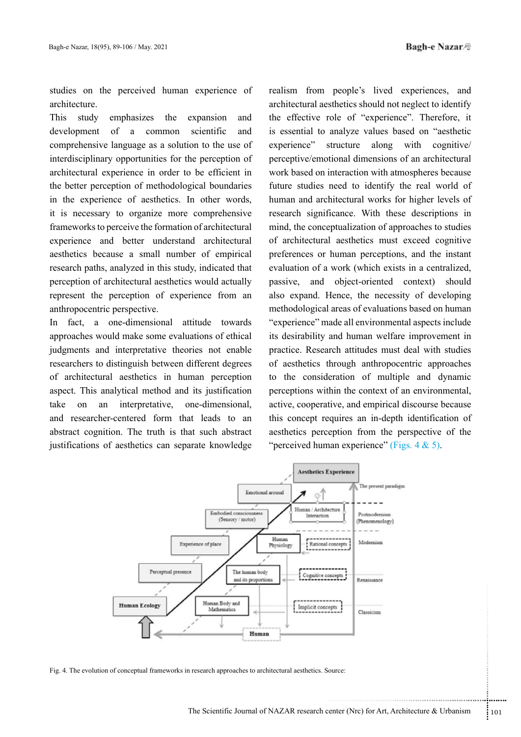studies on the perceived human experience of architecture.

This study emphasizes the expansion and development of a common scientific and comprehensive language as a solution to the use of interdisciplinary opportunities for the perception of architectural experience in order to be efficient in the better perception of methodological boundaries in the experience of aesthetics. In other words, it is necessary to organize more comprehensive frameworks to perceive the formation of architectural experience and better understand architectural aesthetics because a small number of empirical research paths, analyzed in this study, indicated that perception of architectural aesthetics would actually represent the perception of experience from an anthropocentric perspective.

In fact, a one-dimensional attitude towards approaches would make some evaluations of ethical judgments and interpretative theories not enable researchers to distinguish between different degrees of architectural aesthetics in human perception aspect. This analytical method and its justification take on an interpretative, one-dimensional, and researcher-centered form that leads to an abstract cognition. The truth is that such abstract justifications of aesthetics can separate knowledge realism from people's lived experiences, and architectural aesthetics should not neglect to identify the effective role of "experience". Therefore, it is essential to analyze values based on "aesthetic experience" structure along with cognitive/perceptive/emotional dimensions of an architectural work based on interaction with atmospheres because future studies need to identify the real world of human and architectural works for higher levels of research significance. With these descriptions in mind, the conceptualization of approaches to studies of architectural aesthetics must exceed cognitive preferences or human perceptions, and the instant evaluation of a work (which exists in a centralized, passive, and object-oriented context) should also expand. Hence, the necessity of developing methodological areas of evaluations based on human "experience" made all environmental aspects include its desirability and human welfare improvement in practice. Research attitudes must deal with studies of aesthetics through anthropocentric approaches to the consideration of multiple and dynamic perceptions within the context of an environmental, active, cooperative, and empirical discourse because this concept requires an in-depth identification of aesthetics perception from the perspective of the "perceived human experience" (Figs. 4 & 5).

Fig. 4. The evolution of conceptual frameworks in research approaches to architectural aesthetics. Source: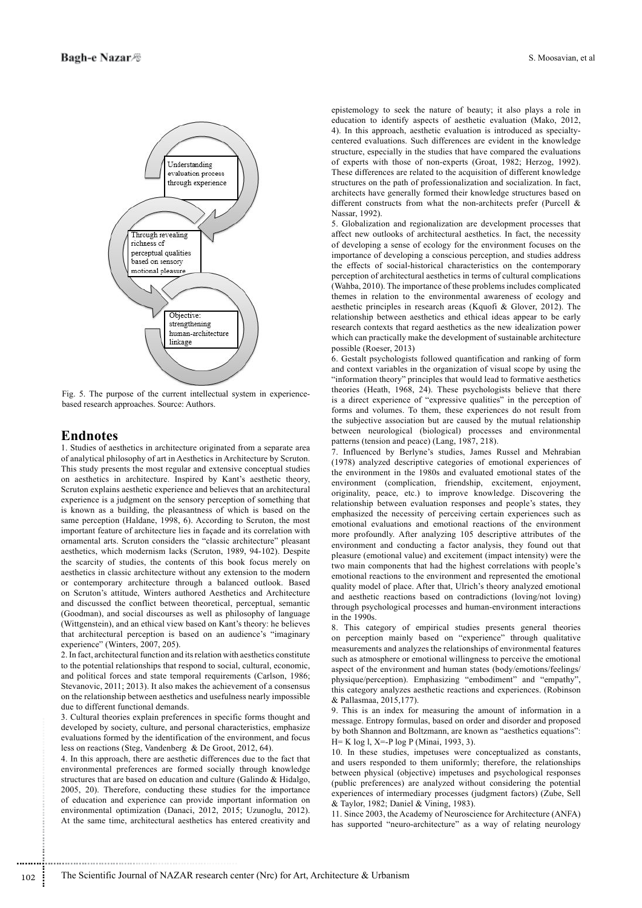Understanding evaluation process through experience

Through revealing richness of perceptual qualities based on sensory motional pleasure

Objective: strengthening human-architecture linkage

Fig. 5. The purpose of the current intellectual system in experience-based research approaches. Source: Authors.

## Endnotes

1. Studies of aesthetics in architecture originated from a separate area of analytical philosophy of art in Aesthetics in Architecture by Scruton. This study presents the most regular and extensive conceptual studies on aesthetics in architecture. Inspired by Kant's aesthetic theory, Scruton explains aesthetic experience and believes that an architectural experience is a judgment on the sensory perception of something that is known as a building, the pleasantness of which is based on the same perception (Haldane, 1998, 6). According to Scruton, the most important feature of architecture lies in façade and its correlation with ornamental arts. Scruton considers the "classic architecture" pleasant aesthetics, which modernism lacks (Scruton, 1989, 94-102). Despite the scarcity of studies, the contents of this book focus merely on aesthetics in classic architecture without any extension to the modern or contemporary architecture through a balanced outlook. Based on Scruton's attitude, Winters authored Aesthetics and Architecture and discussed the conflict between theoretical, perceptual, semantic (Goodman), and social discourses as well as philosophy of language (Wittgenstein), and an ethical view based on Kant's theory: he believes that architectural perception is based on an audience's "imaginary experience" (Winters, 2007, 205).

2. In fact, architectural function and its relation with aesthetics constitute to the potential relationships that respond to social, cultural, economic, and political forces and state temporal requirements (Carlson, 1986; Stevanovic, 2011; 2013). It also makes the achievement of a consensus on the relationship between aesthetics and usefulness nearly impossible due to different functional demands.

3. Cultural theories explain preferences in specific forms thought and developed by society, culture, and personal characteristics, emphasize evaluations formed by the identification of the environment, and focus less on reactions (Steg, Vandenberg & De Groot, 2012, 64).

4. In this approach, there are aesthetic differences due to the fact that environmental preferences are formed socially through knowledge structures that are based on education and culture (Galindo & Hidalgo, 2005, 20). Therefore, conducting these studies for the importance of education and experience can provide important information on environmental optimization (Danaci, 2012, 2015; Uzunoglu, 2012). At the same time, architectural aesthetics has entered creativity and epistemology to seek the nature of beauty; it also plays a role in education to identify aspects of aesthetic evaluation (Mako, 2012, 4). In this approach, aesthetic evaluation is introduced as specialty-centered evaluations. Such differences are evident in the knowledge structure, especially in the studies that have compared the evaluations of experts with those of non-experts (Groat, 1982; Herzog, 1992). These differences are related to the acquisition of different knowledge structures on the path of professionalization and socialization. In fact, architects have generally formed their knowledge structures based on different constructs from what the non-architects prefer (Purcell & Nassar, 1992).

5. Globalization and regionalization are development processes that affect new outlooks of architectural aesthetics. In fact, the necessity of developing a sense of ecology for the environment focuses on the importance of developing a conscious perception, and studies address the effects of social-historical characteristics on the contemporary perception of architectural aesthetics in terms of cultural complications (Wahba, 2010). The importance of these problems includes complicated themes in relation to the environmental awareness of ecology and aesthetic principles in research areas (Kquofi & Glover, 2012). The relationship between aesthetics and ethical ideas appear to be early research contexts that regard aesthetics as the new idealization power which can practically make the development of sustainable architecture possible (Roeser, 2013)

6. Gestalt psychologists followed quantification and ranking of form and context variables in the organization of visual scope by using the "information theory" principles that would lead to formative aesthetics theories (Heath, 1968, 24). These psychologists believe that there is a direct experience of "expressive qualities" in the perception of forms and volumes. To them, these experiences do not result from the subjective association but are caused by the mutual relationship between neurological (biological) processes and environmental patterns (tension and peace) (Lang, 1987, 218).

7. Influenced by Berlyne's studies, James Russel and Mehrabian (1978) analyzed descriptive categories of emotional experiences of the environment in the 1980s and evaluated emotional states of the environment (complication, friendship, excitement, enjoyment, originality, peace, etc.) to improve knowledge. Discovering the relationship between evaluation responses and people's states, they emphasized the necessity of perceiving certain experiences such as emotional evaluations and emotional reactions of the environment more profoundly. After analyzing 105 descriptive attributes of the environment and conducting a factor analysis, they found out that pleasure (emotional value) and excitement (impact intensity) were the two main components that had the highest correlations with people's emotional reactions to the environment and represented the emotional quality model of place. After that, Ulrich's theory analyzed emotional and aesthetic reactions based on contradictions (loving/not loving) through psychological processes and human-environment interactions in the 1990s.

8. This category of empirical studies presents general theories on perception mainly based on "experience" through qualitative measurements and analyzes the relationships of environmental features such as atmosphere or emotional willingness to perceive the emotional aspect of the environment and human states (body/emotions/feelings/physique/perception). Emphasizing "embodiment" and "empathy", this category analyzes aesthetic reactions and experiences. (Robinson & Pallasmaa, 2015,177).

9. This is an index for measuring the amount of information in a message. Entropy formulas, based on order and disorder and proposed by both Shannon and Boltzmann, are known as "aesthetics equations": $H= K \log l$, $X=-P \log P$ (Minai, 1993, 3).

10. In these studies, impetuses were conceptualized as constants, and users responded to them uniformly; therefore, the relationships between physical (objective) impetuses and psychological responses (public preferences) are analyzed without considering the potential experiences of intermediary processes (judgment factors) (Zube, Sell & Taylor, 1982; Daniel & Vining, 1983).

11. Since 2003, the Academy of Neuroscience for Architecture (ANFA) has supported "neuro-architecture" as a way of relating neurology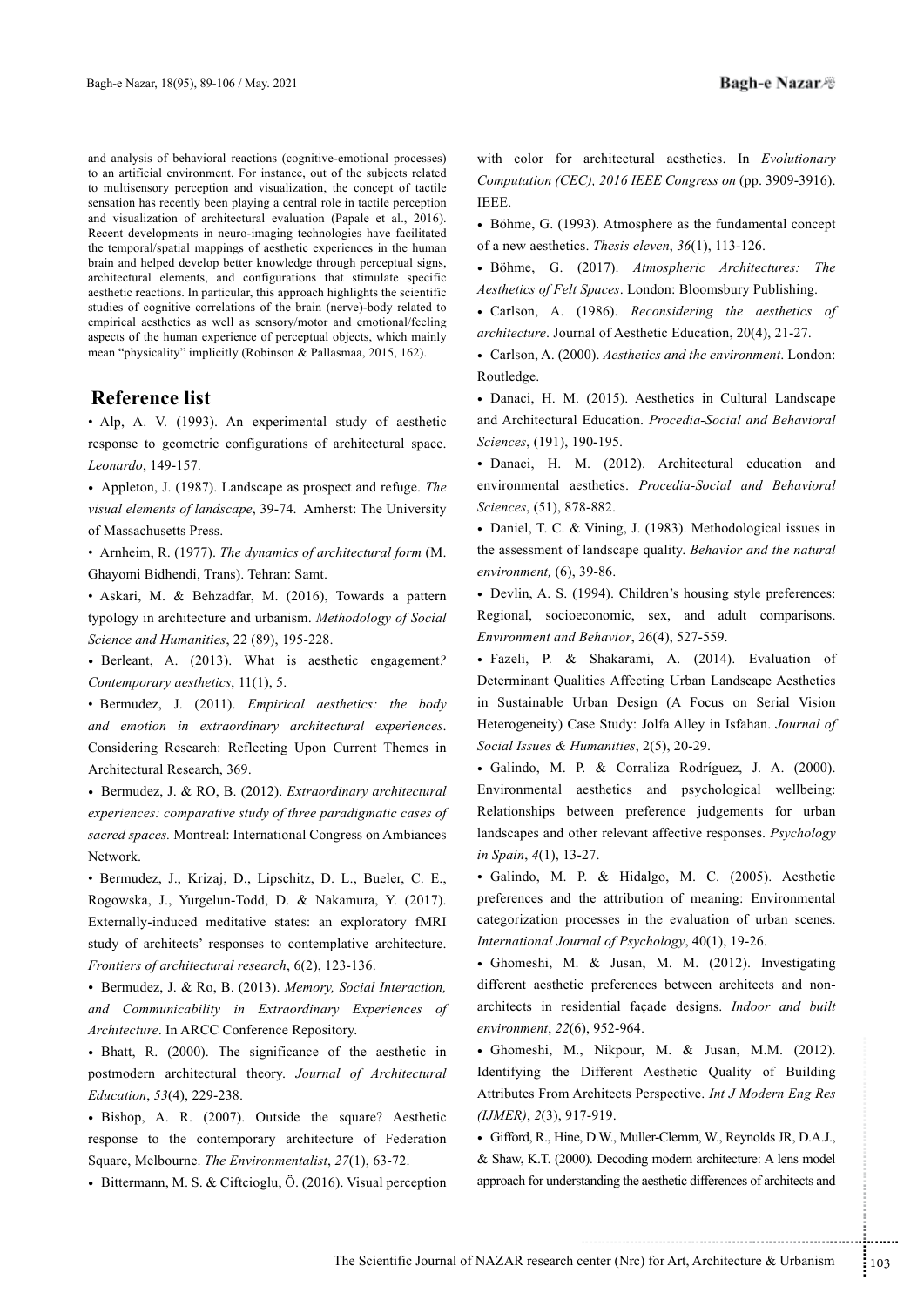and analysis of behavioral reactions (cognitive-emotional processes) to an artificial environment. For instance, out of the subjects related to multisensory perception and visualization, the concept of tactile sensation has recently been playing a central role in tactile perception and visualization of architectural evaluation (Papale et al., 2016). Recent developments in neuro-imaging technologies have facilitated the temporal/spatial mappings of aesthetic experiences in the human brain and helped develop better knowledge through perceptual signs, architectural elements, and configurations that stimulate specific aesthetic reactions. In particular, this approach highlights the scientific studies of cognitive correlations of the brain (nerve)-body related to empirical aesthetics as well as sensory/motor and emotional/feeling aspects of the human experience of perceptual objects, which mainly mean "physicality" implicitly (Robinson & Pallasmaa, 2015, 162).

## Reference list

- Alp, A. V. (1993). An experimental study of aesthetic response to geometric configurations of architectural space. *Leonardo*, 149-157.
- Appleton, J. (1987). Landscape as prospect and refuge. *The visual elements of landscape*, 39-74. Amherst: The University of Massachusetts Press.
- Arnheim, R. (1977). *The dynamics of architectural form* (M. Ghayomi Bidhendi, Trans). Tehran: Samt.
- Askari, M. & Behzadfar, M. (2016), Towards a pattern typology in architecture and urbanism. *Methodology of Social Science and Humanities*, 22 (89), 195-228.
- Berleant, A. (2013). What is aesthetic engagement*? Contemporary aesthetics*, 11(1), 5.
- Bermudez, J. (2011). *Empirical aesthetics: the body and emotion in extraordinary architectural experiences*. Considering Research: Reflecting Upon Current Themes in Architectural Research, 369.
- Bermudez, J. & RO, B. (2012). *Extraordinary architectural experiences: comparative study of three paradigmatic cases of sacred spaces.* Montreal: International Congress on Ambiances Network.
- Bermudez, J., Krizaj, D., Lipschitz, D. L., Bueler, C. E., Rogowska, J., Yurgelun-Todd, D. & Nakamura, Y. (2017). Externally-induced meditative states: an exploratory fMRI study of architects' responses to contemplative architecture. *Frontiers of architectural research*, 6(2), 123-136.
- Bermudez, J. & Ro, B. (2013). *Memory, Social Interaction, and Communicability in Extraordinary Experiences of Architecture*. In ARCC Conference Repository.
- Bhatt, R. (2000). The significance of the aesthetic in postmodern architectural theory. *Journal of Architectural Education*, *53*(4), 229-238.
- Bishop, A. R. (2007). Outside the square? Aesthetic response to the contemporary architecture of Federation Square, Melbourne. *The Environmentalist*, *27*(1), 63-72.
- Bittermann, M. S. & Ciftcioglu, Ö. (2016). Visual perception with color for architectural aesthetics. In *Evolutionary Computation (CEC), 2016 IEEE Congress on* (pp. 3909-3916). IEEE.
- Böhme, G. (1993). Atmosphere as the fundamental concept of a new aesthetics. *Thesis eleven*, *36*(1), 113-126.
- Böhme, G. (2017). *Atmospheric Architectures: The Aesthetics of Felt Spaces*. London: Bloomsbury Publishing.
- Carlson, A. (1986). *Reconsidering the aesthetics of architecture*. Journal of Aesthetic Education, 20(4), 21-27.
- Carlson, A. (2000). *Aesthetics and the environment*. London: Routledge.
- Danaci, H. M. (2015). Aesthetics in Cultural Landscape and Architectural Education. *Procedia-Social and Behavioral Sciences*, (191), 190-195.
- Danaci, H. M. (2012). Architectural education and environmental aesthetics. *Procedia-Social and Behavioral Sciences*, (51), 878-882.
- Daniel, T. C. & Vining, J. (1983). Methodological issues in the assessment of landscape quality. *Behavior and the natural environment,* (6), 39-86.
- Devlin, A. S. (1994). Children's housing style preferences: Regional, socioeconomic, sex, and adult comparisons. *Environment and Behavior*, 26(4), 527-559.
- Fazeli, P. & Shakarami, A. (2014). Evaluation of Determinant Qualities Affecting Urban Landscape Aesthetics in Sustainable Urban Design (A Focus on Serial Vision Heterogeneity) Case Study: Jolfa Alley in Isfahan. *Journal of Social Issues & Humanities*, 2(5), 20-29.
- Galindo, M. P. & Corraliza Rodríguez, J. A. (2000). Environmental aesthetics and psychological wellbeing: Relationships between preference judgements for urban landscapes and other relevant affective responses. *Psychology in Spain*, *4*(1), 13-27.
- Galindo, M. P. & Hidalgo, M. C. (2005). Aesthetic preferences and the attribution of meaning: Environmental categorization processes in the evaluation of urban scenes. *International Journal of Psychology*, 40(1), 19-26.
- Ghomeshi, M. & Jusan, M. M. (2012). Investigating different aesthetic preferences between architects and non-architects in residential façade designs. *Indoor and built environment*, *22*(6), 952-964.
- Ghomeshi, M., Nikpour, M. & Jusan, M.M. (2012). Identifying the Different Aesthetic Quality of Building Attributes From Architects Perspective. *Int J Modern Eng Res (IJMER)*, *2*(3), 917-919.
- Gifford, R., Hine, D.W., Muller-Clemm, W., Reynolds JR, D.A.J., & Shaw, K.T. (2000). Decoding modern architecture: A lens model approach for understanding the aesthetic differences of architects and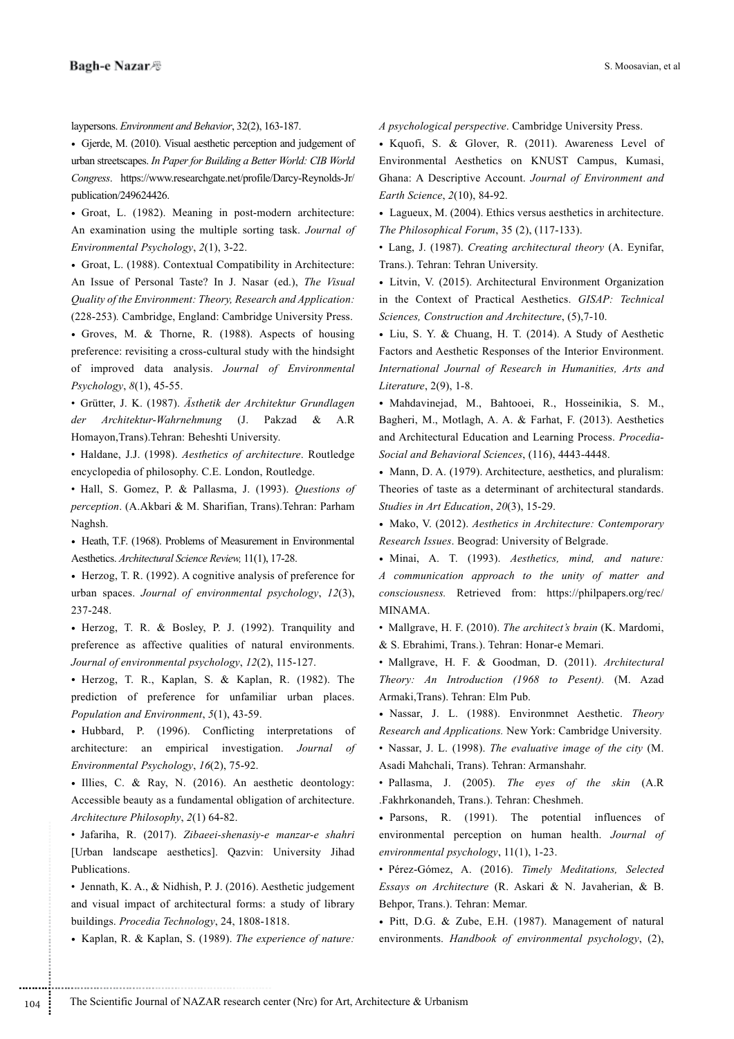laypersons. *Environment and Behavior*, 32(2), 163-187.

- Gjerde, M. (2010). Visual aesthetic perception and judgement of urban streetscapes. *In Paper for Building a Better World: CIB World Congress*. https://www.researchgate.net/profile/Darcy-Reynolds-Jr/publication/249624426.
- Groat, L. (1982). Meaning in post-modern architecture: An examination using the multiple sorting task. *Journal of Environmental Psychology*, *2*(1), 3-22.
- Groat, L. (1988). Contextual Compatibility in Architecture: An Issue of Personal Taste? In J. Nasar (ed.), *The Visual Quality of the Environment: Theory, Research and Application:* (228-253). Cambridge, England: Cambridge University Press.
- Groves, M. & Thorne, R. (1988). Aspects of housing preference: revisiting a cross-cultural study with the hindsight of improved data analysis. *Journal of Environmental Psychology*, *8*(1), 45-55.
- Grütter, J. K. (1987). *Ästhetik der Architektur Grundlagen der Architektur-Wahrnehmung* (J. Pakzad & A.R Homayon,Trans).Tehran: Beheshti University.
- Haldane, J.J. (1998). *Aesthetics of architecture*. Routledge encyclopedia of philosophy. C.E. London, Routledge.
- Hall, S. Gomez, P. & Pallasma, J. (1993). *Questions of perception*. (A.Akbari & M. Sharifian, Trans).Tehran: Parham Naghsh.
- Heath, T.F. (1968). Problems of Measurement in Environmental Aesthetics. *Architectural Science Review,* 11(1), 17-28.
- Herzog, T. R. (1992). A cognitive analysis of preference for urban spaces. *Journal of environmental psychology*, *12*(3), 237-248.
- Herzog, T. R. & Bosley, P. J. (1992). Tranquility and preference as affective qualities of natural environments. *Journal of environmental psychology*, *12*(2), 115-127.
- Herzog, T. R., Kaplan, S. & Kaplan, R. (1982). The prediction of preference for unfamiliar urban places. *Population and Environment*, *5*(1), 43-59.
- Hubbard, P. (1996). Conflicting interpretations of architecture: an empirical investigation. *Journal of Environmental Psychology*, *16*(2), 75-92.
- Illies, C. & Ray, N. (2016). An aesthetic deontology: Accessible beauty as a fundamental obligation of architecture. *Architecture Philosophy*, *2*(1) 64-82.
- Jafariha, R. (2017). *Zibaeei-shenasiy-e manzar-e shahri* [Urban landscape aesthetics]. Qazvin: University Jihad Publications.
- Jennath, K. A., & Nidhish, P. J. (2016). Aesthetic judgement and visual impact of architectural forms: a study of library buildings. *Procedia Technology*, 24, 1808-1818.
- Kaplan, R. & Kaplan, S. (1989). *The experience of nature: A psychological perspective*. Cambridge University Press.
- Kquofi, S. & Glover, R. (2011). Awareness Level of Environmental Aesthetics on KNUST Campus, Kumasi, Ghana: A Descriptive Account. *Journal of Environment and Earth Science*, *2*(10), 84-92.
- Lagueux, M. (2004). Ethics versus aesthetics in architecture. *The Philosophical Forum*, 35 (2), (117-133).
- Lang, J. (1987). *Creating architectural theory* (A. Eynifar, Trans.). Tehran: Tehran University.
- Litvin, V. (2015). Architectural Environment Organization in the Context of Practical Aesthetics. *GISAP: Technical Sciences, Construction and Architecture*, (5),7-10.
- Liu, S. Y. & Chuang, H. T. (2014). A Study of Aesthetic Factors and Aesthetic Responses of the Interior Environment. *International Journal of Research in Humanities, Arts and Literature*, 2(9), 1-8.
- Mahdavinejad, M., Bahtooei, R., Hosseinikia, S. M., Bagheri, M., Motlagh, A. A. & Farhat, F. (2013). Aesthetics and Architectural Education and Learning Process. *Procedia-Social and Behavioral Sciences*, (116), 4443-4448.
- Mann, D. A. (1979). Architecture, aesthetics, and pluralism: Theories of taste as a determinant of architectural standards. *Studies in Art Education*, *20*(3), 15-29.
- Mako, V. (2012). *Aesthetics in Architecture: Contemporary Research Issues*. Beograd: University of Belgrade.
- Minai, A. T. (1993). *Aesthetics, mind, and nature: A communication approach to the unity of matter and consciousness.* Retrieved from: https://philpapers.org/rec/MINAMA.
- Mallgrave, H. F. (2010). *The architect's brain* (K. Mardomi, & S. Ebrahimi, Trans.). Tehran: Honar-e Memari.
- Mallgrave, H. F. & Goodman, D. (2011). *Architectural Theory: An Introduction (1968 to Pesent).* (M. Azad Armaki,Trans). Tehran: Elm Pub.
- Nassar, J. L. (1988). Environmnet Aesthetic. *Theory Research and Applications.* New York: Cambridge University.
- Nassar, J. L. (1998). *The evaluative image of the city* (M. Asadi Mahchali, Trans). Tehran: Armanshahr.
- Pallasma, J. (2005). *The eyes of the skin* (A.R .Fakhrkonandeh, Trans.). Tehran: Cheshmeh.
- Parsons, R. (1991). The potential influences of environmental perception on human health. *Journal of environmental psychology*, 11(1), 1-23.
- Pérez-Gómez, A. (2016). *Timely Meditations, Selected Essays on Architecture* (R. Askari & N. Javaherian, & B. Behpor, Trans.). Tehran: Memar.
- Pitt, D.G. & Zube, E.H. (1987). Management of natural environments. *Handbook of environmental psychology*, (2),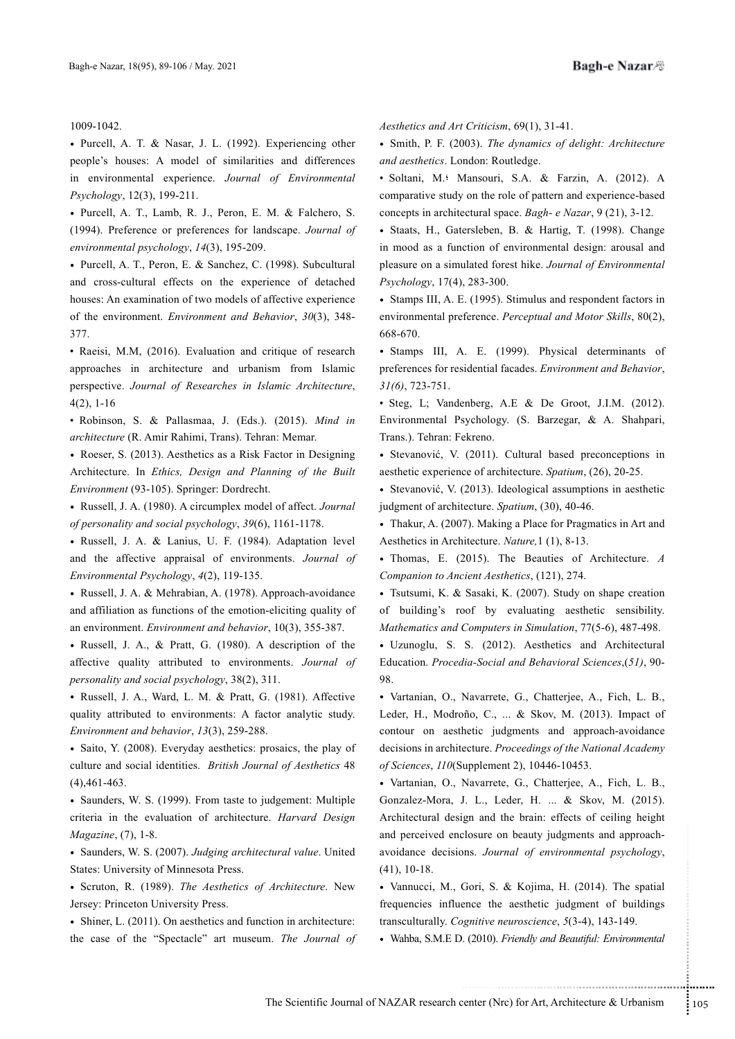1009-1042.

- Purcell, A. T. & Nasar, J. L. (1992). Experiencing other people's houses: A model of similarities and differences in environmental experience. *Journal of Environmental Psychology*, 12(3), 199-211.
- Purcell, A. T., Lamb, R. J., Peron, E. M. & Falchero, S. (1994). Preference or preferences for landscape. *Journal of environmental psychology*, *14*(3), 195-209.
- Purcell, A. T., Peron, E. & Sanchez, C. (1998). Subcultural and cross-cultural effects on the experience of detached houses: An examination of two models of affective experience of the environment. *Environment and Behavior*, *30*(3), 348-377.
- Raeisi, M.M, (2016). Evaluation and critique of research approaches in architecture and urbanism from Islamic perspective. *Journal of Researches in Islamic Architecture*, 4(2), 1-16
- Robinson, S. & Pallasmaa, J. (Eds.). (2015). *Mind in architecture* (R. Amir Rahimi, Trans). Tehran: Memar.
- Roeser, S. (2013). Aesthetics as a Risk Factor in Designing Architecture. In *Ethics, Design and Planning of the Built Environment* (93-105). Springer: Dordrecht.
- Russell, J. A. (1980). A circumplex model of affect. *Journal of personality and social psychology*, *39*(6), 1161-1178.
- Russell, J. A. & Lanius, U. F. (1984). Adaptation level and the affective appraisal of environments. *Journal of Environmental Psychology*, *4*(2), 119-135.
- Russell, J. A. & Mehrabian, A. (1978). Approach-avoidance and affiliation as functions of the emotion-eliciting quality of an environment. *Environment and behavior*, 10(3), 355-387.
- Russell, J. A., & Pratt, G. (1980). A description of the affective quality attributed to environments. *Journal of personality and social psychology*, 38(2), 311.
- Russell, J. A., Ward, L. M. & Pratt, G. (1981). Affective quality attributed to environments: A factor analytic study. *Environment and behavior*, *13*(3), 259-288.
- Saito, Y. (2008). Everyday aesthetics: prosaics, the play of culture and social identities. *British Journal of Aesthetics* 48 (4),461-463.
- Saunders, W. S. (1999). From taste to judgement: Multiple criteria in the evaluation of architecture. *Harvard Design Magazine*, (7), 1-8.
- Saunders, W. S. (2007). *Judging architectural value*. United States: University of Minnesota Press.
- Scruton, R. (1989). *The Aesthetics of Architecture*. New Jersey: Princeton University Press.
- Shiner, L. (2011). On aesthetics and function in architecture: the case of the "Spectacle" art museum. *The Journal of Aesthetics and Art Criticism*, 69(1), 31-41.
- Smith, P. F. (2003). *The dynamics of delight: Architecture and aesthetics*. London: Routledge.
- Soltani, M.؛ Mansouri, S.A. & Farzin, A. (2012). A comparative study on the role of pattern and experience-based concepts in architectural space. *Bagh- e Nazar*, 9 (21), 3-12.
- Staats, H., Gatersleben, B. & Hartig, T. (1998). Change in mood as a function of environmental design: arousal and pleasure on a simulated forest hike. *Journal of Environmental Psychology*, 17(4), 283-300.
- Stamps III, A. E. (1995). Stimulus and respondent factors in environmental preference. *Perceptual and Motor Skills*, 80(2), 668-670.
- Stamps III, A. E. (1999). Physical determinants of preferences for residential facades. *Environment and Behavior*, *31(6)*, 723-751.
- Steg, L; Vandenberg, A.E & De Groot, J.I.M. (2012). Environmental Psychology. (S. Barzegar, & A. Shahpari, Trans.). Tehran: Fekreno.
- Stevanović, V. (2011). Cultural based preconceptions in aesthetic experience of architecture. *Spatium*, (26), 20-25.
- Stevanović, V. (2013). Ideological assumptions in aesthetic judgment of architecture. *Spatium*, (30), 40-46.
- Thakur, A. (2007). Making a Place for Pragmatics in Art and Aesthetics in Architecture. *Nature,*1 (1), 8-13.
- Thomas, E. (2015). The Beauties of Architecture. *A Companion to Ancient Aesthetics*, (121), 274.
- Tsutsumi, K. & Sasaki, K. (2007). Study on shape creation of building's roof by evaluating aesthetic sensibility. *Mathematics and Computers in Simulation*, 77(5-6), 487-498.
- Uzunoglu, S. S. (2012). Aesthetics and Architectural Education. *Procedia-Social and Behavioral Sciences*,(*51)*, 90-98.
- Vartanian, O., Navarrete, G., Chatterjee, A., Fich, L. B., Leder, H., Modroño, C., ... & Skov, M. (2013). Impact of contour on aesthetic judgments and approach-avoidance decisions in architecture. *Proceedings of the National Academy of Sciences*, *110*(Supplement 2), 10446-10453.
- Vartanian, O., Navarrete, G., Chatterjee, A., Fich, L. B., Gonzalez-Mora, J. L., Leder, H. ... & Skov, M. (2015). Architectural design and the brain: effects of ceiling height and perceived enclosure on beauty judgments and approach-avoidance decisions. *Journal of environmental psychology*, (41), 10-18.
- Vannucci, M., Gori, S. & Kojima, H. (2014). The spatial frequencies influence the aesthetic judgment of buildings transculturally. *Cognitive neuroscience*, *5*(3-4), 143-149.
- Wahba, S.M.E D. (2010). *Friendly and Beautiful: Environmental*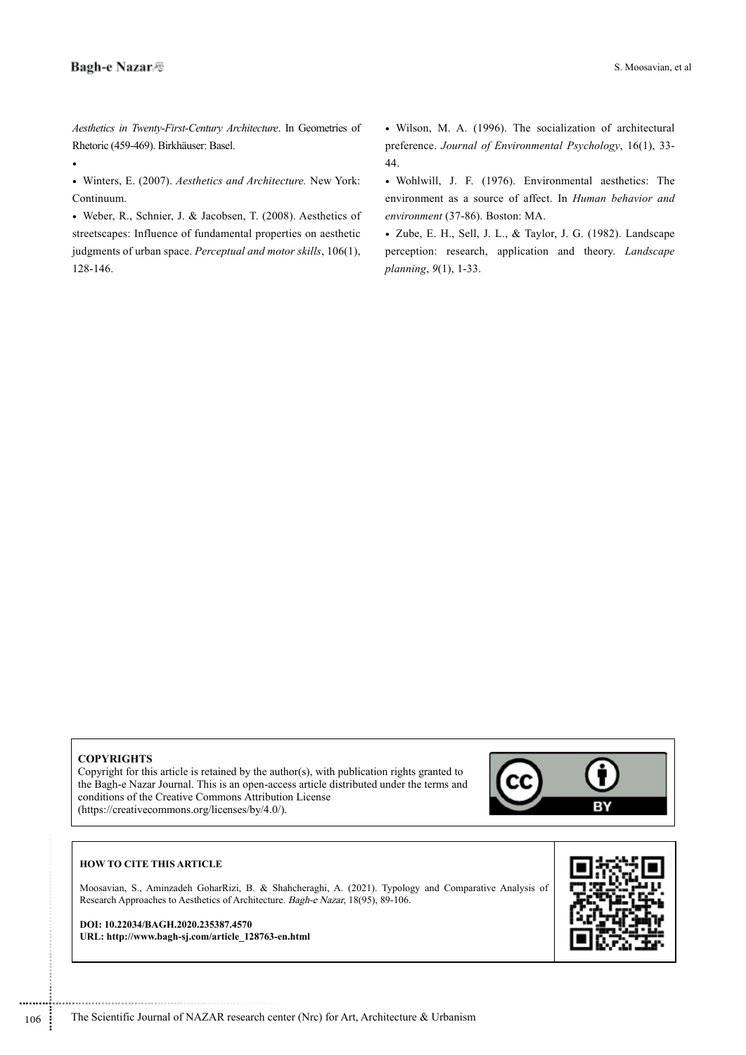*Aesthetics in Twenty-First-Century Architecture*. In Geometries of Rhetoric (459-469). Birkhäuser: Basel.

- 
- Winters, E. (2007). *Aesthetics and Architecture.* New York: Continuum.
- Weber, R., Schnier, J. & Jacobsen, T. (2008). Aesthetics of streetscapes: Influence of fundamental properties on aesthetic judgments of urban space. *Perceptual and motor skills*, 106(1), 128-146.
- Wilson, M. A. (1996). The socialization of architectural preference. *Journal of Environmental Psychology*, 16(1), 33-44.
- Wohlwill, J. F. (1976). Environmental aesthetics: The environment as a source of affect. In *Human behavior and environment* (37-86). Boston: MA.
- Zube, E. H., Sell, J. L., & Taylor, J. G. (1982). Landscape perception: research, application and theory. *Landscape planning*, *9*(1), 1-33.

**COPYRIGHTS**

Copyright for this article is retained by the author(s), with publication rights granted to the Bagh-e Nazar Journal. This is an open-access article distributed under the terms and conditions of the Creative Commons Attribution License (https://creativecommons.org/licenses/by/4.0/).

**HOW TO CITE THIS ARTICLE**

Moosavian, S., Aminzadeh GoharRizi, B. & Shahcheraghi, A. (2021). Typology and Comparative Analysis of Research Approaches to Aesthetics of Architecture. *Bagh-e Nazar*, 18(95), 89-106.

**DOI: 10.22034/BAGH.2020.235387.4570**
**URL: http://www.bagh-sj.com/article_128763-en.html**